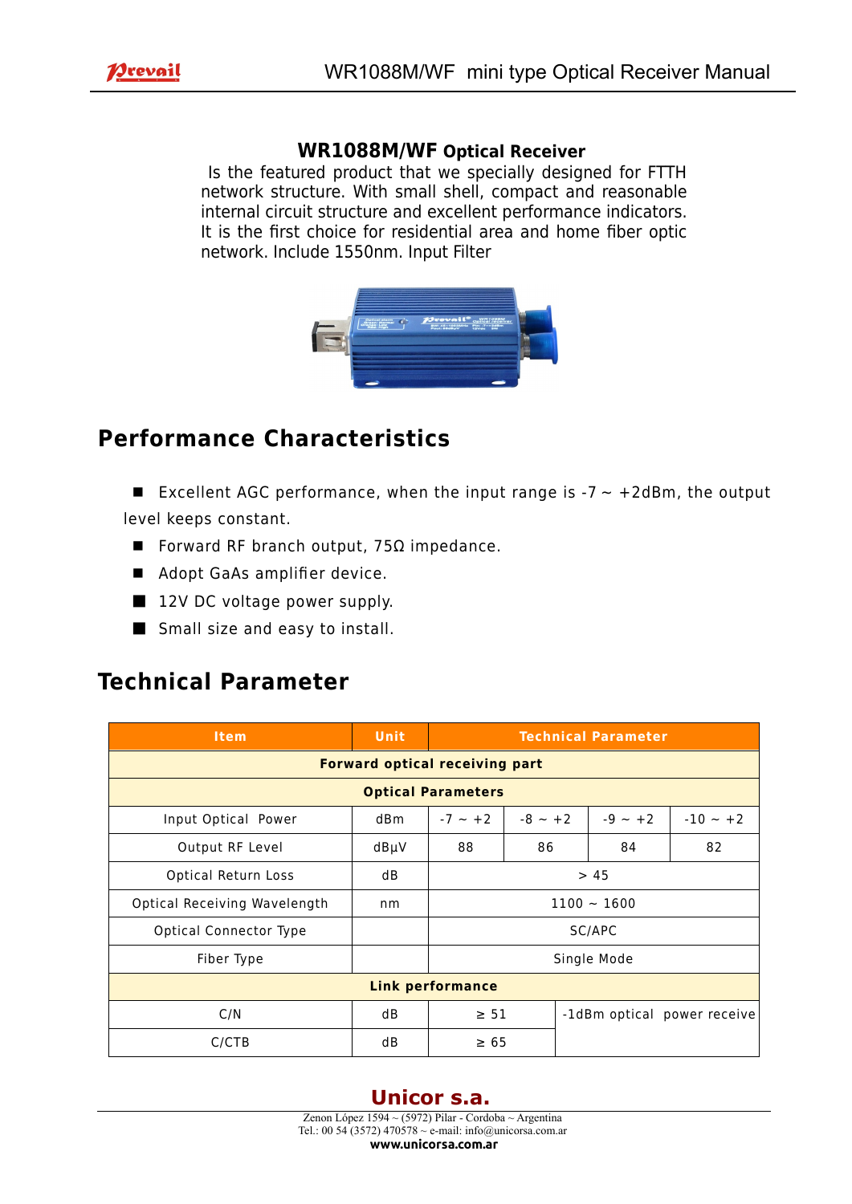## WR1088M/WF Optical Receiver

Is the featured product that we specially designed for FTTH network structure. With small shell, compact and reasonable internal circuit structure and excellent performance indicators. It is the first choice for residential area and home fiber optic network. Include 1550nm. Input Filter

# Performance Characteristics

- Excellent AGC performance, when the input range is -7 ~ +2dBm, the output level keeps constant.
- Forward RF branch output, 75Ω impedance.
- Adopt GaAs amplifier device.
- 12V DC voltage power supply.
- Small size and easy to install.

# Technical Parameter

| Item | Unit | Technical Parameter | | | |
|---|---|---|---|---|---|
| **Forward optical receiving part** | | | | | |
| **Optical Parameters** | | | | | |
| Input Optical Power | dBm | -7 ~ +2 | -8 ~ +2 | -9 ~ +2 | -10 ~ +2 |
| Output RF Level | dBμV | 88 | 86 | 84 | 82 |
| Optical Return Loss | dB | > 45 | | | |
| Optical Receiving Wavelength | nm | 1100 ~ 1600 | | | |
| Optical Connector Type | | SC/APC | | | |
| Fiber Type | | Single Mode | | | |
| **Link performance** | | | | | |
| C/N | dB | ≥ 51 | -1dBm optical power receive | | |
| C/CTB | dB | ≥ 65 | | | |

**Unicor s.a.**

Zenon López 1594 ~ (5972) Pilar - Cordoba ~ Argentina
Tel.: 00 54 (3572) 470578 ~ e-mail: info@unicorsa.com.ar
**www.unicorsa.com.ar**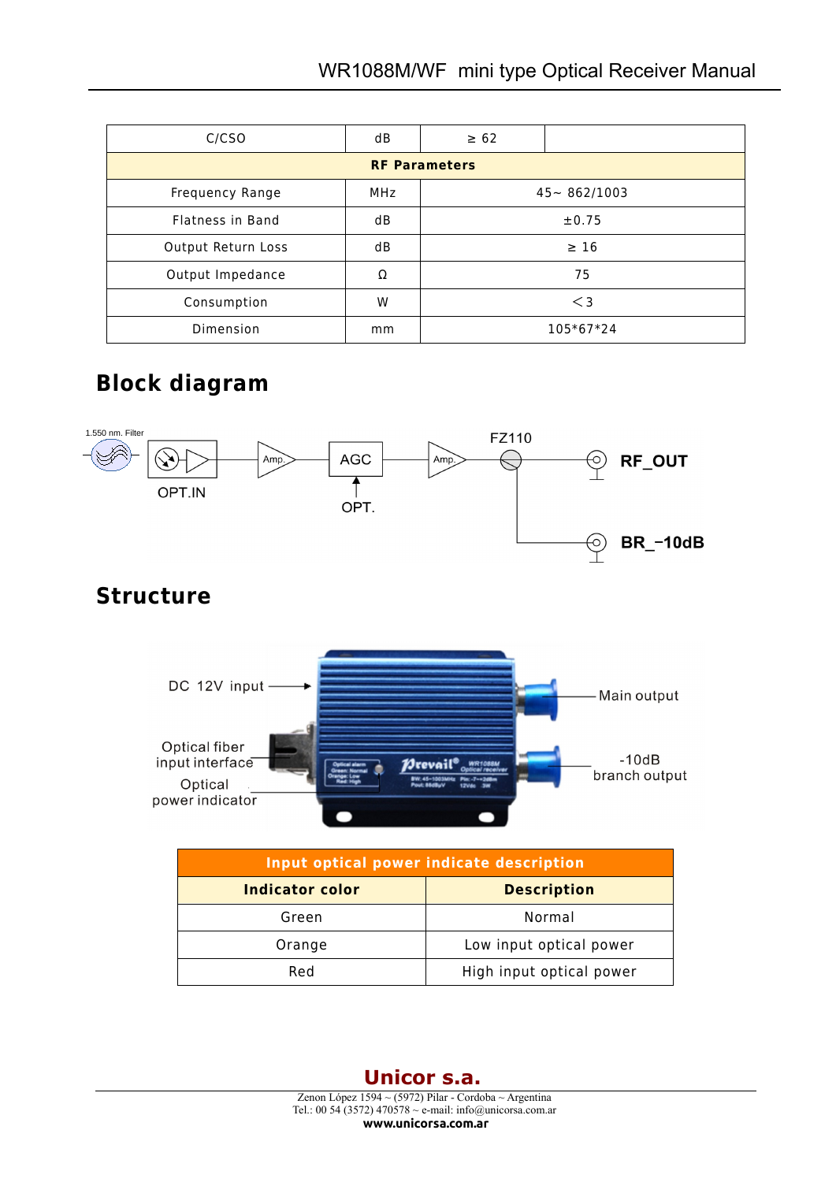| | | | |
|---|---|---|---|
| C/CSO | dB | ≥ 62 | |
| **RF Parameters** | | | |
| Frequency Range | MHz | 45~ 862/1003 | |
| Flatness in Band | dB | ±0.75 | |
| Output Return Loss | dB | ≥ 16 | |
| Output Impedance | Ω | 75 | |
| Consumption | W | ＜3 | |
| Dimension | mm | 105*67*24 | |

## Block diagram

1.550 nm. Filter

OPT.IN

Amp.

AGC

OPT.

Amp.

FZ110

RF_OUT

BR_−10dB

## Structure

DC 12V input

Optical fiber input interface

Optical power indicator

Main output

-10dB branch output

| **Input optical power indicate description** | |
|---|---|
| **Indicator color** | **Description** |
| Green | Normal |
| Orange | Low input optical power |
| Red | High input optical power |

**Unicor s.a.**

Zenon López 1594 ~ (5972) Pilar - Cordoba ~ Argentina
Tel.: 00 54 (3572) 470578 ~ e-mail: info@unicorsa.com.ar
**www.unicorsa.com.ar**